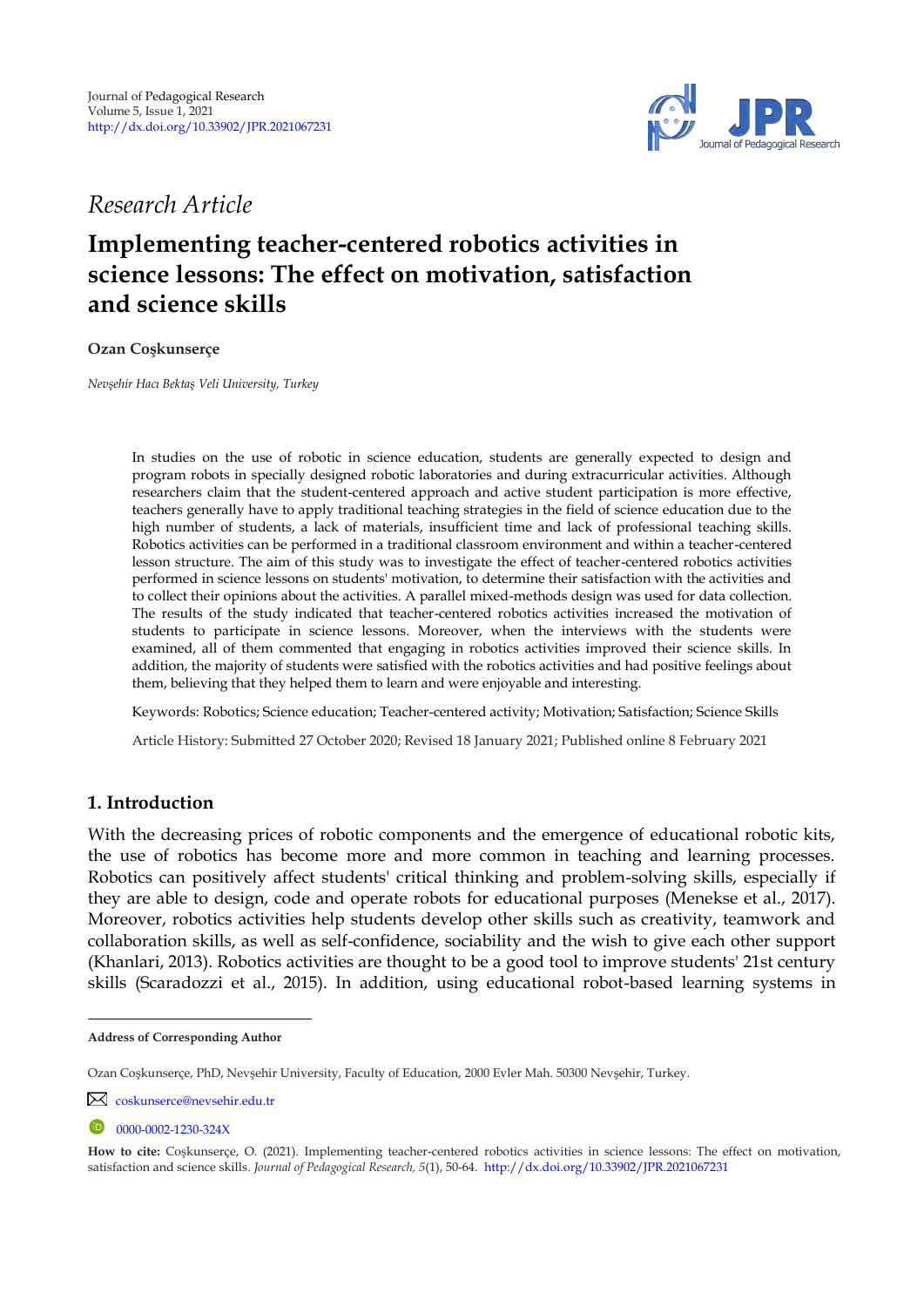Journal of Pedagogical Research
Volume 5, Issue 1, 2021
http://dx.doi.org/10.33902/JPR.2021067231

*Research Article*

# Implementing teacher-centered robotics activities in science lessons: The effect on motivation, satisfaction and science skills

**Ozan Coşkunserçe**

*Nevşehir Hacı Bektaş Veli University, Turkey*

In studies on the use of robotic in science education, students are generally expected to design and program robots in specially designed robotic laboratories and during extracurricular activities. Although researchers claim that the student-centered approach and active student participation is more effective, teachers generally have to apply traditional teaching strategies in the field of science education due to the high number of students, a lack of materials, insufficient time and lack of professional teaching skills. Robotics activities can be performed in a traditional classroom environment and within a teacher-centered lesson structure. The aim of this study was to investigate the effect of teacher-centered robotics activities performed in science lessons on students' motivation, to determine their satisfaction with the activities and to collect their opinions about the activities. A parallel mixed-methods design was used for data collection. The results of the study indicated that teacher-centered robotics activities increased the motivation of students to participate in science lessons. Moreover, when the interviews with the students were examined, all of them commented that engaging in robotics activities improved their science skills. In addition, the majority of students were satisfied with the robotics activities and had positive feelings about them, believing that they helped them to learn and were enjoyable and interesting.

Keywords: Robotics; Science education; Teacher-centered activity; Motivation; Satisfaction; Science Skills

Article History: Submitted 27 October 2020; Revised 18 January 2021; Published online 8 February 2021

## 1. Introduction

With the decreasing prices of robotic components and the emergence of educational robotic kits, the use of robotics has become more and more common in teaching and learning processes. Robotics can positively affect students' critical thinking and problem-solving skills, especially if they are able to design, code and operate robots for educational purposes (Menekse et al., 2017). Moreover, robotics activities help students develop other skills such as creativity, teamwork and collaboration skills, as well as self-confidence, sociability and the wish to give each other support (Khanlari, 2013). Robotics activities are thought to be a good tool to improve students' 21st century skills (Scaradozzi et al., 2015). In addition, using educational robot-based learning systems in

---

**Address of Corresponding Author**

Ozan Coşkunserçe, PhD, Nevşehir University, Faculty of Education, 2000 Evler Mah. 50300 Nevşehir, Turkey.

coskunserce@nevsehir.edu.tr

0000-0002-1230-324X

**How to cite:** Coşkunserçe, O. (2021). Implementing teacher-centered robotics activities in science lessons: The effect on motivation, satisfaction and science skills. *Journal of Pedagogical Research, 5*(1), 50-64. http://dx.doi.org/10.33902/JPR.2021067231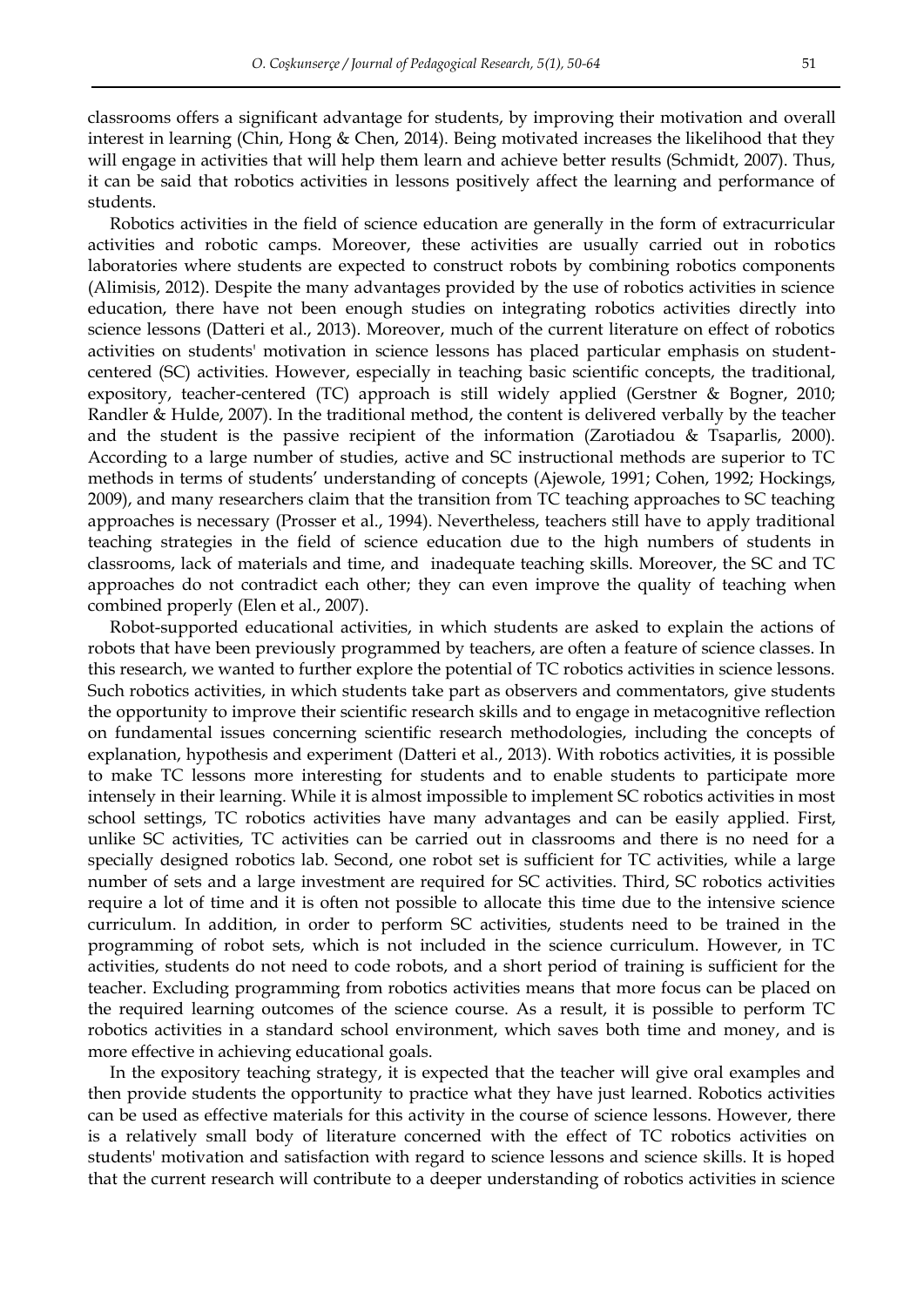classrooms offers a significant advantage for students, by improving their motivation and overall interest in learning (Chin, Hong & Chen, 2014). Being motivated increases the likelihood that they will engage in activities that will help them learn and achieve better results (Schmidt, 2007). Thus, it can be said that robotics activities in lessons positively affect the learning and performance of students.

Robotics activities in the field of science education are generally in the form of extracurricular activities and robotic camps. Moreover, these activities are usually carried out in robotics laboratories where students are expected to construct robots by combining robotics components (Alimisis, 2012). Despite the many advantages provided by the use of robotics activities in science education, there have not been enough studies on integrating robotics activities directly into science lessons (Datteri et al., 2013). Moreover, much of the current literature on effect of robotics activities on students' motivation in science lessons has placed particular emphasis on student-centered (SC) activities. However, especially in teaching basic scientific concepts, the traditional, expository, teacher-centered (TC) approach is still widely applied (Gerstner & Bogner, 2010; Randler & Hulde, 2007). In the traditional method, the content is delivered verbally by the teacher and the student is the passive recipient of the information (Zarotiadou & Tsaparlis, 2000). According to a large number of studies, active and SC instructional methods are superior to TC methods in terms of students' understanding of concepts (Ajewole, 1991; Cohen, 1992; Hockings, 2009), and many researchers claim that the transition from TC teaching approaches to SC teaching approaches is necessary (Prosser et al., 1994). Nevertheless, teachers still have to apply traditional teaching strategies in the field of science education due to the high numbers of students in classrooms, lack of materials and time, and inadequate teaching skills. Moreover, the SC and TC approaches do not contradict each other; they can even improve the quality of teaching when combined properly (Elen et al., 2007).

Robot-supported educational activities, in which students are asked to explain the actions of robots that have been previously programmed by teachers, are often a feature of science classes. In this research, we wanted to further explore the potential of TC robotics activities in science lessons. Such robotics activities, in which students take part as observers and commentators, give students the opportunity to improve their scientific research skills and to engage in metacognitive reflection on fundamental issues concerning scientific research methodologies, including the concepts of explanation, hypothesis and experiment (Datteri et al., 2013). With robotics activities, it is possible to make TC lessons more interesting for students and to enable students to participate more intensely in their learning. While it is almost impossible to implement SC robotics activities in most school settings, TC robotics activities have many advantages and can be easily applied. First, unlike SC activities, TC activities can be carried out in classrooms and there is no need for a specially designed robotics lab. Second, one robot set is sufficient for TC activities, while a large number of sets and a large investment are required for SC activities. Third, SC robotics activities require a lot of time and it is often not possible to allocate this time due to the intensive science curriculum. In addition, in order to perform SC activities, students need to be trained in the programming of robot sets, which is not included in the science curriculum. However, in TC activities, students do not need to code robots, and a short period of training is sufficient for the teacher. Excluding programming from robotics activities means that more focus can be placed on the required learning outcomes of the science course. As a result, it is possible to perform TC robotics activities in a standard school environment, which saves both time and money, and is more effective in achieving educational goals.

In the expository teaching strategy, it is expected that the teacher will give oral examples and then provide students the opportunity to practice what they have just learned. Robotics activities can be used as effective materials for this activity in the course of science lessons. However, there is a relatively small body of literature concerned with the effect of TC robotics activities on students' motivation and satisfaction with regard to science lessons and science skills. It is hoped that the current research will contribute to a deeper understanding of robotics activities in science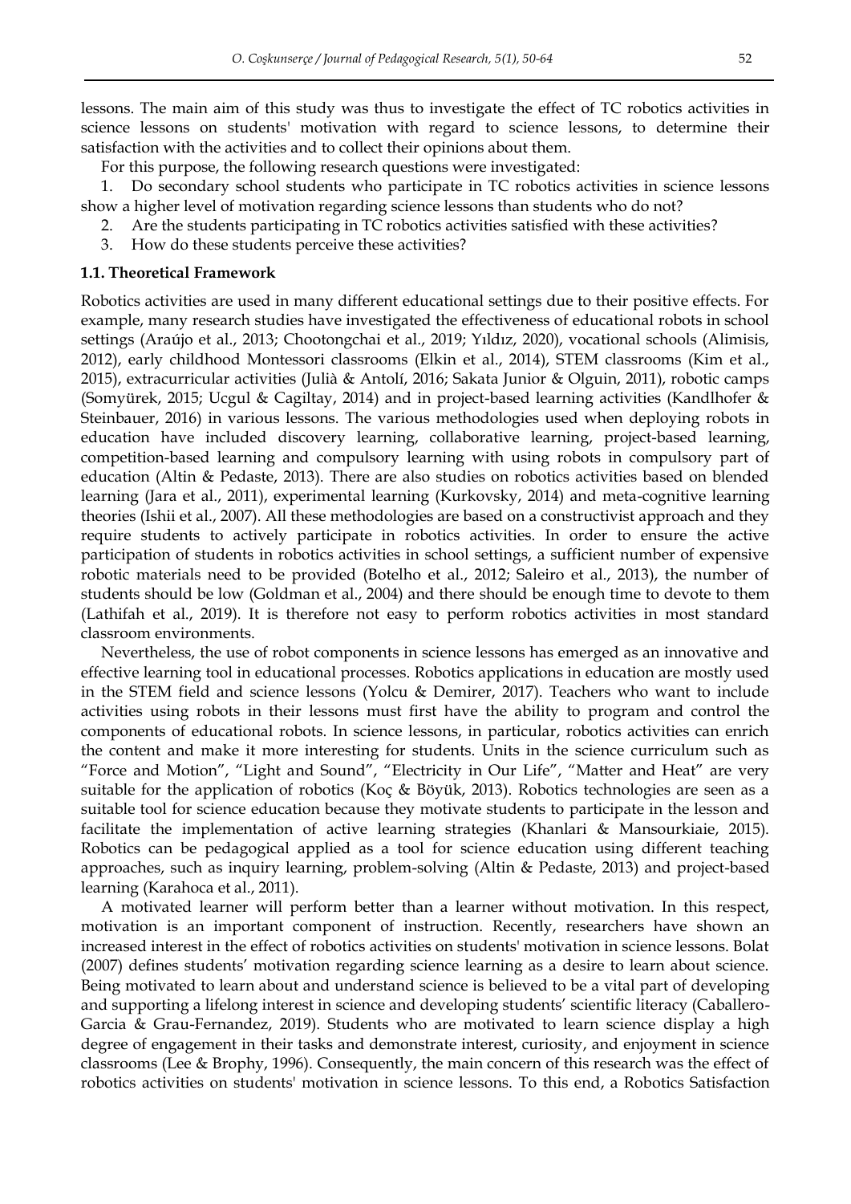lessons. The main aim of this study was thus to investigate the effect of TC robotics activities in science lessons on students' motivation with regard to science lessons, to determine their satisfaction with the activities and to collect their opinions about them.

For this purpose, the following research questions were investigated:

1. Do secondary school students who participate in TC robotics activities in science lessons show a higher level of motivation regarding science lessons than students who do not?
2. Are the students participating in TC robotics activities satisfied with these activities?
3. How do these students perceive these activities?

### 1.1. Theoretical Framework

Robotics activities are used in many different educational settings due to their positive effects. For example, many research studies have investigated the effectiveness of educational robots in school settings (Araújo et al., 2013; Chootongchai et al., 2019; Yıldız, 2020), vocational schools (Alimisis, 2012), early childhood Montessori classrooms (Elkin et al., 2014), STEM classrooms (Kim et al., 2015), extracurricular activities (Julià & Antolí, 2016; Sakata Junior & Olguin, 2011), robotic camps (Somyürek, 2015; Ucgul & Cagiltay, 2014) and in project-based learning activities (Kandlhofer & Steinbauer, 2016) in various lessons. The various methodologies used when deploying robots in education have included discovery learning, collaborative learning, project-based learning, competition-based learning and compulsory learning with using robots in compulsory part of education (Altin & Pedaste, 2013). There are also studies on robotics activities based on blended learning (Jara et al., 2011), experimental learning (Kurkovsky, 2014) and meta-cognitive learning theories (Ishii et al., 2007). All these methodologies are based on a constructivist approach and they require students to actively participate in robotics activities. In order to ensure the active participation of students in robotics activities in school settings, a sufficient number of expensive robotic materials need to be provided (Botelho et al., 2012; Saleiro et al., 2013), the number of students should be low (Goldman et al., 2004) and there should be enough time to devote to them (Lathifah et al., 2019). It is therefore not easy to perform robotics activities in most standard classroom environments.

Nevertheless, the use of robot components in science lessons has emerged as an innovative and effective learning tool in educational processes. Robotics applications in education are mostly used in the STEM field and science lessons (Yolcu & Demirer, 2017). Teachers who want to include activities using robots in their lessons must first have the ability to program and control the components of educational robots. In science lessons, in particular, robotics activities can enrich the content and make it more interesting for students. Units in the science curriculum such as "Force and Motion", "Light and Sound", "Electricity in Our Life", "Matter and Heat" are very suitable for the application of robotics (Koç & Böyük, 2013). Robotics technologies are seen as a suitable tool for science education because they motivate students to participate in the lesson and facilitate the implementation of active learning strategies (Khanlari & Mansourkiaie, 2015). Robotics can be pedagogical applied as a tool for science education using different teaching approaches, such as inquiry learning, problem-solving (Altin & Pedaste, 2013) and project-based learning (Karahoca et al., 2011).

A motivated learner will perform better than a learner without motivation. In this respect, motivation is an important component of instruction. Recently, researchers have shown an increased interest in the effect of robotics activities on students' motivation in science lessons. Bolat (2007) defines students' motivation regarding science learning as a desire to learn about science. Being motivated to learn about and understand science is believed to be a vital part of developing and supporting a lifelong interest in science and developing students' scientific literacy (Caballero-Garcia & Grau-Fernandez, 2019). Students who are motivated to learn science display a high degree of engagement in their tasks and demonstrate interest, curiosity, and enjoyment in science classrooms (Lee & Brophy, 1996). Consequently, the main concern of this research was the effect of robotics activities on students' motivation in science lessons. To this end, a Robotics Satisfaction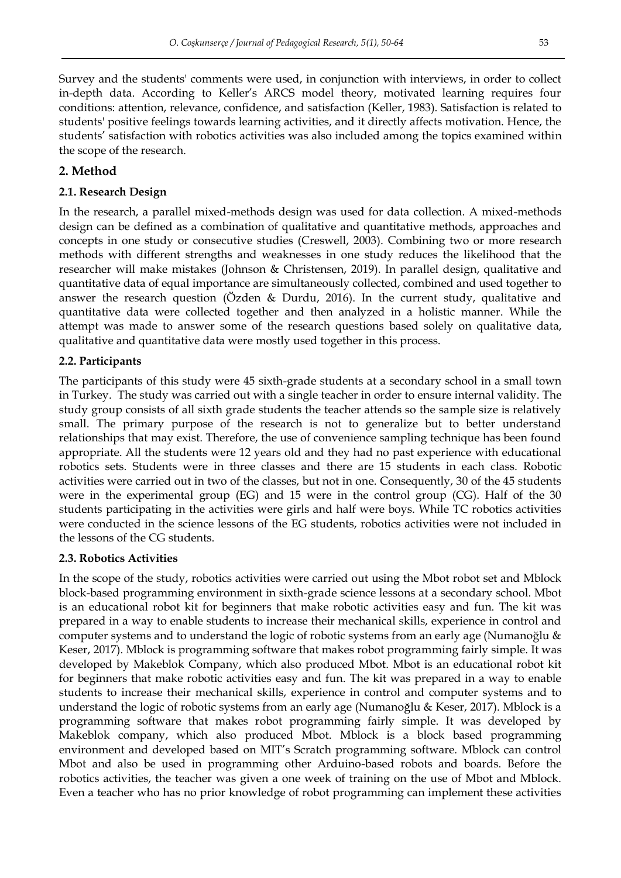Survey and the students' comments were used, in conjunction with interviews, in order to collect in-depth data. According to Keller's ARCS model theory, motivated learning requires four conditions: attention, relevance, confidence, and satisfaction (Keller, 1983). Satisfaction is related to students' positive feelings towards learning activities, and it directly affects motivation. Hence, the students' satisfaction with robotics activities was also included among the topics examined within the scope of the research.

## 2. Method

### 2.1. Research Design

In the research, a parallel mixed-methods design was used for data collection. A mixed-methods design can be defined as a combination of qualitative and quantitative methods, approaches and concepts in one study or consecutive studies (Creswell, 2003). Combining two or more research methods with different strengths and weaknesses in one study reduces the likelihood that the researcher will make mistakes (Johnson & Christensen, 2019). In parallel design, qualitative and quantitative data of equal importance are simultaneously collected, combined and used together to answer the research question (Özden & Durdu, 2016). In the current study, qualitative and quantitative data were collected together and then analyzed in a holistic manner. While the attempt was made to answer some of the research questions based solely on qualitative data, qualitative and quantitative data were mostly used together in this process.

### 2.2. Participants

The participants of this study were 45 sixth-grade students at a secondary school in a small town in Turkey. The study was carried out with a single teacher in order to ensure internal validity. The study group consists of all sixth grade students the teacher attends so the sample size is relatively small. The primary purpose of the research is not to generalize but to better understand relationships that may exist. Therefore, the use of convenience sampling technique has been found appropriate. All the students were 12 years old and they had no past experience with educational robotics sets. Students were in three classes and there are 15 students in each class. Robotic activities were carried out in two of the classes, but not in one. Consequently, 30 of the 45 students were in the experimental group (EG) and 15 were in the control group (CG). Half of the 30 students participating in the activities were girls and half were boys. While TC robotics activities were conducted in the science lessons of the EG students, robotics activities were not included in the lessons of the CG students.

### 2.3. Robotics Activities

In the scope of the study, robotics activities were carried out using the Mbot robot set and Mblock block-based programming environment in sixth-grade science lessons at a secondary school. Mbot is an educational robot kit for beginners that make robotic activities easy and fun. The kit was prepared in a way to enable students to increase their mechanical skills, experience in control and computer systems and to understand the logic of robotic systems from an early age (Numanoğlu & Keser, 2017). Mblock is programming software that makes robot programming fairly simple. It was developed by Makeblok Company, which also produced Mbot. Mbot is an educational robot kit for beginners that make robotic activities easy and fun. The kit was prepared in a way to enable students to increase their mechanical skills, experience in control and computer systems and to understand the logic of robotic systems from an early age (Numanoğlu & Keser, 2017). Mblock is a programming software that makes robot programming fairly simple. It was developed by Makeblok company, which also produced Mbot. Mblock is a block based programming environment and developed based on MIT's Scratch programming software. Mblock can control Mbot and also be used in programming other Arduino-based robots and boards. Before the robotics activities, the teacher was given a one week of training on the use of Mbot and Mblock. Even a teacher who has no prior knowledge of robot programming can implement these activities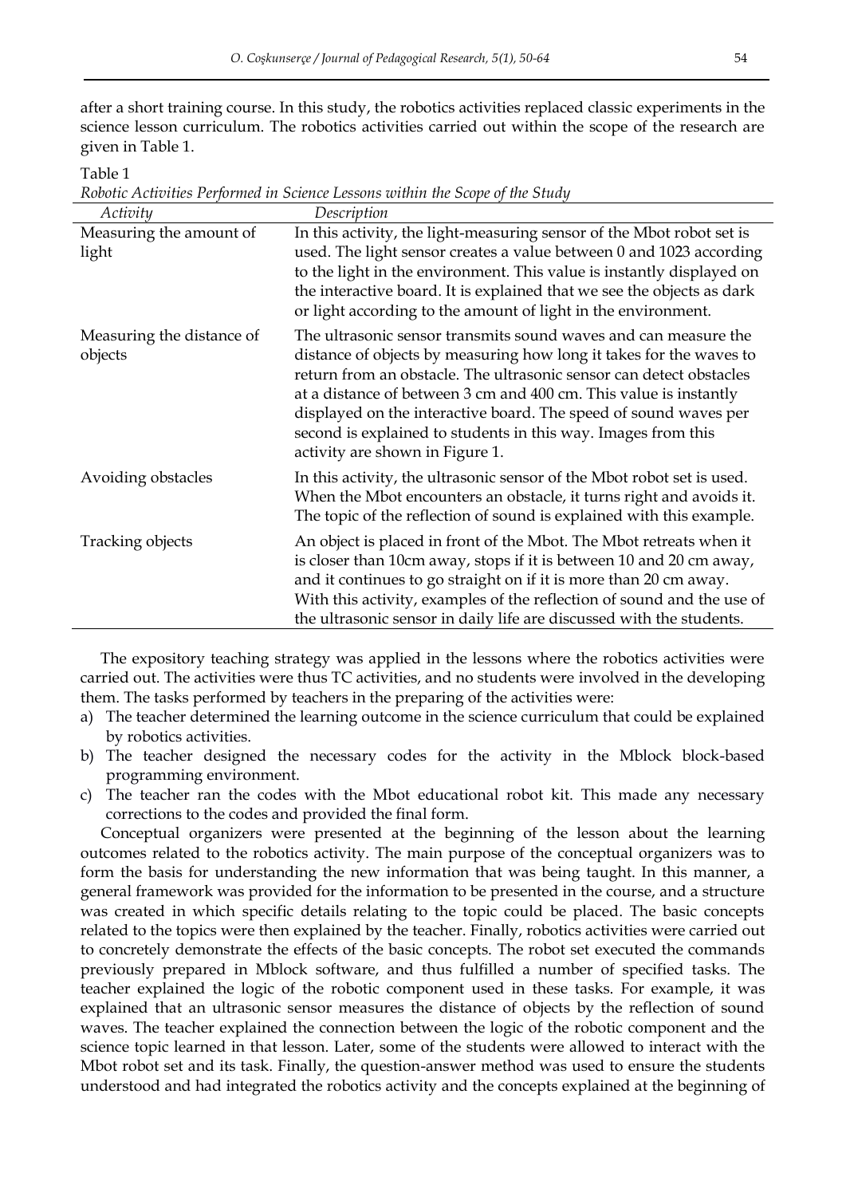after a short training course. In this study, the robotics activities replaced classic experiments in the science lesson curriculum. The robotics activities carried out within the scope of the research are given in Table 1.

Table 1
*Robotic Activities Performed in Science Lessons within the Scope of the Study*

| *Activity* | *Description* |
|---|---|
| Measuring the amount of light | In this activity, the light-measuring sensor of the Mbot robot set is used. The light sensor creates a value between 0 and 1023 according to the light in the environment. This value is instantly displayed on the interactive board. It is explained that we see the objects as dark or light according to the amount of light in the environment. |
| Measuring the distance of objects | The ultrasonic sensor transmits sound waves and can measure the distance of objects by measuring how long it takes for the waves to return from an obstacle. The ultrasonic sensor can detect obstacles at a distance of between 3 cm and 400 cm. This value is instantly displayed on the interactive board. The speed of sound waves per second is explained to students in this way. Images from this activity are shown in Figure 1. |
| Avoiding obstacles | In this activity, the ultrasonic sensor of the Mbot robot set is used. When the Mbot encounters an obstacle, it turns right and avoids it. The topic of the reflection of sound is explained with this example. |
| Tracking objects | An object is placed in front of the Mbot. The Mbot retreats when it is closer than 10cm away, stops if it is between 10 and 20 cm away, and it continues to go straight on if it is more than 20 cm away. With this activity, examples of the reflection of sound and the use of the ultrasonic sensor in daily life are discussed with the students. |

The expository teaching strategy was applied in the lessons where the robotics activities were carried out. The activities were thus TC activities, and no students were involved in the developing them. The tasks performed by teachers in the preparing of the activities were:

a) The teacher determined the learning outcome in the science curriculum that could be explained by robotics activities.
b) The teacher designed the necessary codes for the activity in the Mblock block-based programming environment.
c) The teacher ran the codes with the Mbot educational robot kit. This made any necessary corrections to the codes and provided the final form.

Conceptual organizers were presented at the beginning of the lesson about the learning outcomes related to the robotics activity. The main purpose of the conceptual organizers was to form the basis for understanding the new information that was being taught. In this manner, a general framework was provided for the information to be presented in the course, and a structure was created in which specific details relating to the topic could be placed. The basic concepts related to the topics were then explained by the teacher. Finally, robotics activities were carried out to concretely demonstrate the effects of the basic concepts. The robot set executed the commands previously prepared in Mblock software, and thus fulfilled a number of specified tasks. The teacher explained the logic of the robotic component used in these tasks. For example, it was explained that an ultrasonic sensor measures the distance of objects by the reflection of sound waves. The teacher explained the connection between the logic of the robotic component and the science topic learned in that lesson. Later, some of the students were allowed to interact with the Mbot robot set and its task. Finally, the question-answer method was used to ensure the students understood and had integrated the robotics activity and the concepts explained at the beginning of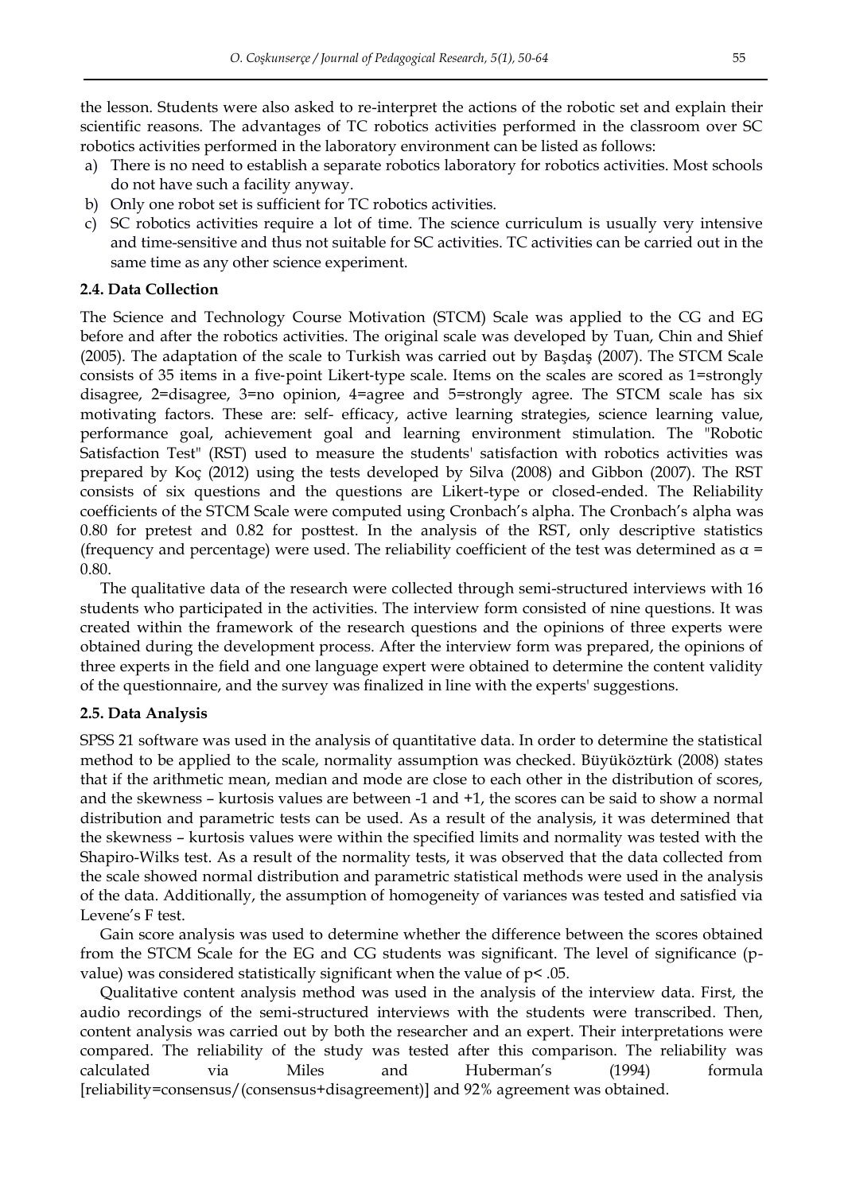the lesson. Students were also asked to re-interpret the actions of the robotic set and explain their scientific reasons. The advantages of TC robotics activities performed in the classroom over SC robotics activities performed in the laboratory environment can be listed as follows:

a) There is no need to establish a separate robotics laboratory for robotics activities. Most schools do not have such a facility anyway.
b) Only one robot set is sufficient for TC robotics activities.
c) SC robotics activities require a lot of time. The science curriculum is usually very intensive and time-sensitive and thus not suitable for SC activities. TC activities can be carried out in the same time as any other science experiment.

### 2.4. Data Collection

The Science and Technology Course Motivation (STCM) Scale was applied to the CG and EG before and after the robotics activities. The original scale was developed by Tuan, Chin and Shief (2005). The adaptation of the scale to Turkish was carried out by Başdaş (2007). The STCM Scale consists of 35 items in a five-point Likert-type scale. Items on the scales are scored as 1=strongly disagree, 2=disagree, 3=no opinion, 4=agree and 5=strongly agree. The STCM scale has six motivating factors. These are: self- efficacy, active learning strategies, science learning value, performance goal, achievement goal and learning environment stimulation. The "Robotic Satisfaction Test" (RST) used to measure the students' satisfaction with robotics activities was prepared by Koç (2012) using the tests developed by Silva (2008) and Gibbon (2007). The RST consists of six questions and the questions are Likert-type or closed-ended. The Reliability coefficients of the STCM Scale were computed using Cronbach's alpha. The Cronbach's alpha was 0.80 for pretest and 0.82 for posttest. In the analysis of the RST, only descriptive statistics (frequency and percentage) were used. The reliability coefficient of the test was determined as $\alpha$ = 0.80.

The qualitative data of the research were collected through semi-structured interviews with 16 students who participated in the activities. The interview form consisted of nine questions. It was created within the framework of the research questions and the opinions of three experts were obtained during the development process. After the interview form was prepared, the opinions of three experts in the field and one language expert were obtained to determine the content validity of the questionnaire, and the survey was finalized in line with the experts' suggestions.

### 2.5. Data Analysis

SPSS 21 software was used in the analysis of quantitative data. In order to determine the statistical method to be applied to the scale, normality assumption was checked. Büyüköztürk (2008) states that if the arithmetic mean, median and mode are close to each other in the distribution of scores, and the skewness – kurtosis values are between -1 and +1, the scores can be said to show a normal distribution and parametric tests can be used. As a result of the analysis, it was determined that the skewness – kurtosis values were within the specified limits and normality was tested with the Shapiro-Wilks test. As a result of the normality tests, it was observed that the data collected from the scale showed normal distribution and parametric statistical methods were used in the analysis of the data. Additionally, the assumption of homogeneity of variances was tested and satisfied via Levene's F test.

Gain score analysis was used to determine whether the difference between the scores obtained from the STCM Scale for the EG and CG students was significant. The level of significance (p-value) was considered statistically significant when the value of $p < .05$.

Qualitative content analysis method was used in the analysis of the interview data. First, the audio recordings of the semi-structured interviews with the students were transcribed. Then, content analysis was carried out by both the researcher and an expert. Their interpretations were compared. The reliability of the study was tested after this comparison. The reliability was calculated via Miles and Huberman's (1994) formula [reliability=consensus/(consensus+disagreement)] and 92% agreement was obtained.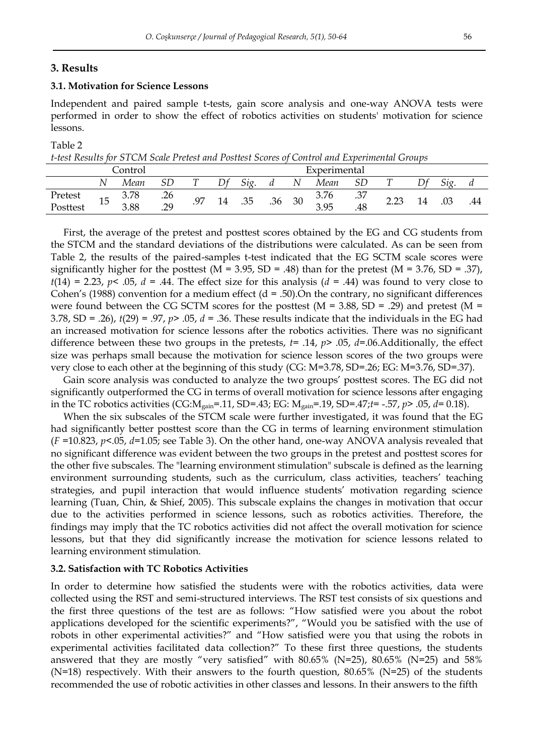## 3. Results

### 3.1. Motivation for Science Lessons

Independent and paired sample t-tests, gain score analysis and one-way ANOVA tests were performed in order to show the effect of robotics activities on students' motivation for science lessons.

Table 2

*t-test Results for STCM Scale Pretest and Posttest Scores of Control and Experimental Groups*

| | Control | | | | | | | Experimental | | | | | | |
|---|---|---|---|---|---|---|---|---|---|---|---|---|---|---|
| | *N* | *Mean* | *SD* | *T* | *Df* | *Sig.* | *d* | *N* | *Mean* | *SD* | *T* | *Df* | *Sig.* | *d* |
| Pretest | 15 | 3.78 | .26 | .97 | 14 | .35 | .36 | 30 | 3.76 | .37 | 2.23 | 14 | .03 | .44 |
| Posttest | | 3.88 | .29 | | | | | | 3.95 | .48 | | | | |

First, the average of the pretest and posttest scores obtained by the EG and CG students from the STCM and the standard deviations of the distributions were calculated. As can be seen from Table 2, the results of the paired-samples t-test indicated that the EG SCTM scale scores were significantly higher for the posttest (M = 3.95, SD = .48) than for the pretest (M = 3.76, SD = .37), $t(14) = 2.23$, $p < .05$, $d = .44$. The effect size for this analysis ($d = .44$) was found to very close to Cohen's (1988) convention for a medium effect (d = .50).On the contrary, no significant differences were found between the CG SCTM scores for the posttest (M = 3.88, SD = .29) and pretest (M = 3.78, SD = .26), $t(29) = .97$, $p > .05$, $d = .36$. These results indicate that the individuals in the EG had an increased motivation for science lessons after the robotics activities. There was no significant difference between these two groups in the pretests, $t = .14$, $p > .05$, $d = .06$.Additionally, the effect size was perhaps small because the motivation for science lesson scores of the two groups were very close to each other at the beginning of this study (CG: M=3.78, SD=.26; EG: M=3.76, SD=.37).

Gain score analysis was conducted to analyze the two groups' posttest scores. The EG did not significantly outperformed the CG in terms of overall motivation for science lessons after engaging in the TC robotics activities (CG:$M_{gain}$=.11, SD=.43; EG: $M_{gain}$=.19, SD=.47;$t = -.57$, $p > .05$, $d = 0.18$).

When the six subscales of the STCM scale were further investigated, it was found that the EG had significantly better posttest score than the CG in terms of learning environment stimulation ($F = 10.823$, $p < .05$, $d = 1.05$; see Table 3). On the other hand, one-way ANOVA analysis revealed that no significant difference was evident between the two groups in the pretest and posttest scores for the other five subscales. The "learning environment stimulation" subscale is defined as the learning environment surrounding students, such as the curriculum, class activities, teachers' teaching strategies, and pupil interaction that would influence students' motivation regarding science learning (Tuan, Chin, & Shief, 2005). This subscale explains the changes in motivation that occur due to the activities performed in science lessons, such as robotics activities. Therefore, the findings may imply that the TC robotics activities did not affect the overall motivation for science lessons, but that they did significantly increase the motivation for science lessons related to learning environment stimulation.

### 3.2. Satisfaction with TC Robotics Activities

In order to determine how satisfied the students were with the robotics activities, data were collected using the RST and semi-structured interviews. The RST test consists of six questions and the first three questions of the test are as follows: "How satisfied were you about the robot applications developed for the scientific experiments?", "Would you be satisfied with the use of robots in other experimental activities?" and "How satisfied were you that using the robots in experimental activities facilitated data collection?" To these first three questions, the students answered that they are mostly "very satisfied" with 80.65% (N=25), 80.65% (N=25) and 58% (N=18) respectively. With their answers to the fourth question, 80.65% (N=25) of the students recommended the use of robotic activities in other classes and lessons. In their answers to the fifth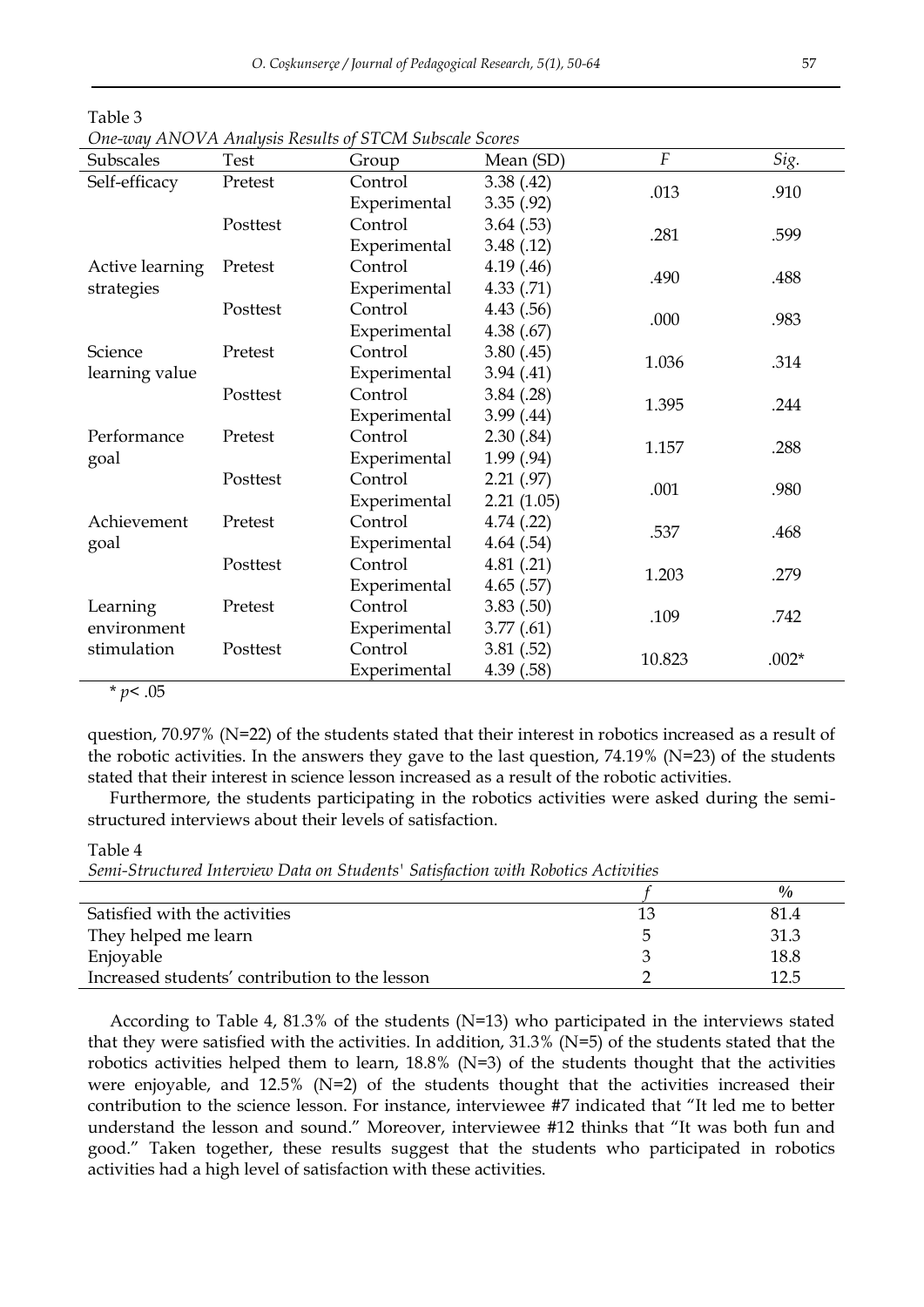Table 3

*One-way ANOVA Analysis Results of STCM Subscale Scores*

| Subscales | Test | Group | Mean (SD) | *F* | *Sig.* |
|---|---|---|---|---|---|
| Self-efficacy | Pretest | Control | 3.38 (.42) | .013 | .910 |
| | | Experimental | 3.35 (.92) | | |
| | Posttest | Control | 3.64 (.53) | .281 | .599 |
| | | Experimental | 3.48 (.12) | | |
| Active learning strategies | Pretest | Control | 4.19 (.46) | .490 | .488 |
| | | Experimental | 4.33 (.71) | | |
| | Posttest | Control | 4.43 (.56) | .000 | .983 |
| | | Experimental | 4.38 (.67) | | |
| Science learning value | Pretest | Control | 3.80 (.45) | 1.036 | .314 |
| | | Experimental | 3.94 (.41) | | |
| | Posttest | Control | 3.84 (.28) | 1.395 | .244 |
| | | Experimental | 3.99 (.44) | | |
| Performance goal | Pretest | Control | 2.30 (.84) | 1.157 | .288 |
| | | Experimental | 1.99 (.94) | | |
| | Posttest | Control | 2.21 (.97) | .001 | .980 |
| | | Experimental | 2.21 (1.05) | | |
| Achievement goal | Pretest | Control | 4.74 (.22) | .537 | .468 |
| | | Experimental | 4.64 (.54) | | |
| | Posttest | Control | 4.81 (.21) | 1.203 | .279 |
| | | Experimental | 4.65 (.57) | | |
| Learning environment stimulation | Pretest | Control | 3.83 (.50) | .109 | .742 |
| | | Experimental | 3.77 (.61) | | |
| | Posttest | Control | 3.81 (.52) | 10.823 | .002* |
| | | Experimental | 4.39 (.58) | | |

* $p < .05$

question, 70.97% (N=22) of the students stated that their interest in robotics increased as a result of the robotic activities. In the answers they gave to the last question, 74.19% (N=23) of the students stated that their interest in science lesson increased as a result of the robotic activities.

Furthermore, the students participating in the robotics activities were asked during the semi-structured interviews about their levels of satisfaction.

Table 4

*Semi-Structured Interview Data on Students' Satisfaction with Robotics Activities*

| | *f* | % |
|---|---|---|
| Satisfied with the activities | 13 | 81.4 |
| They helped me learn | 5 | 31.3 |
| Enjoyable | 3 | 18.8 |
| Increased students' contribution to the lesson | 2 | 12.5 |

According to Table 4, 81.3% of the students (N=13) who participated in the interviews stated that they were satisfied with the activities. In addition, 31.3% (N=5) of the students stated that the robotics activities helped them to learn, 18.8% (N=3) of the students thought that the activities were enjoyable, and 12.5% (N=2) of the students thought that the activities increased their contribution to the science lesson. For instance, interviewee #7 indicated that "It led me to better understand the lesson and sound." Moreover, interviewee #12 thinks that "It was both fun and good." Taken together, these results suggest that the students who participated in robotics activities had a high level of satisfaction with these activities.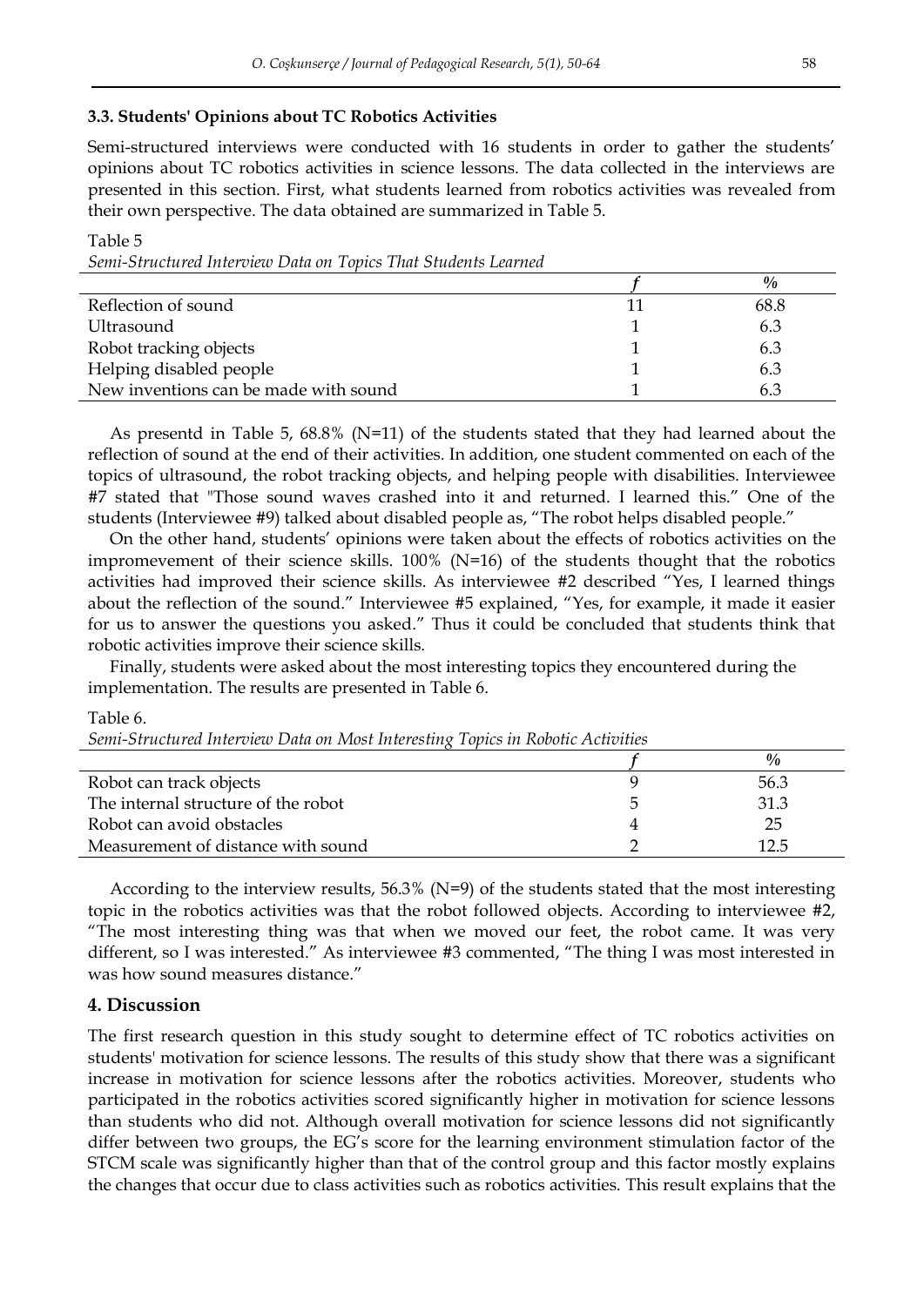### 3.3. Students' Opinions about TC Robotics Activities

Semi-structured interviews were conducted with 16 students in order to gather the students' opinions about TC robotics activities in science lessons. The data collected in the interviews are presented in this section. First, what students learned from robotics activities was revealed from their own perspective. The data obtained are summarized in Table 5.

Table 5

*Semi-Structured Interview Data on Topics That Students Learned*

| | *f* | % |
|---|---|---|
| Reflection of sound | 11 | 68.8 |
| Ultrasound | 1 | 6.3 |
| Robot tracking objects | 1 | 6.3 |
| Helping disabled people | 1 | 6.3 |
| New inventions can be made with sound | 1 | 6.3 |

As presentd in Table 5, 68.8% (N=11) of the students stated that they had learned about the reflection of sound at the end of their activities. In addition, one student commented on each of the topics of ultrasound, the robot tracking objects, and helping people with disabilities. Interviewee #7 stated that "Those sound waves crashed into it and returned. I learned this." One of the students (Interviewee #9) talked about disabled people as, "The robot helps disabled people."

On the other hand, students' opinions were taken about the effects of robotics activities on the impromevement of their science skills. 100% (N=16) of the students thought that the robotics activities had improved their science skills. As interviewee #2 described "Yes, I learned things about the reflection of the sound." Interviewee #5 explained, "Yes, for example, it made it easier for us to answer the questions you asked." Thus it could be concluded that students think that robotic activities improve their science skills.

Finally, students were asked about the most interesting topics they encountered during the implementation. The results are presented in Table 6.

Table 6.

*Semi-Structured Interview Data on Most Interesting Topics in Robotic Activities*

| | *f* | % |
|---|---|---|
| Robot can track objects | 9 | 56.3 |
| The internal structure of the robot | 5 | 31.3 |
| Robot can avoid obstacles | 4 | 25 |
| Measurement of distance with sound | 2 | 12.5 |

According to the interview results, 56.3% (N=9) of the students stated that the most interesting topic in the robotics activities was that the robot followed objects. According to interviewee #2, "The most interesting thing was that when we moved our feet, the robot came. It was very different, so I was interested." As interviewee #3 commented, "The thing I was most interested in was how sound measures distance."

## 4. Discussion

The first research question in this study sought to determine effect of TC robotics activities on students' motivation for science lessons. The results of this study show that there was a significant increase in motivation for science lessons after the robotics activities. Moreover, students who participated in the robotics activities scored significantly higher in motivation for science lessons than students who did not. Although overall motivation for science lessons did not significantly differ between two groups, the EG's score for the learning environment stimulation factor of the STCM scale was significantly higher than that of the control group and this factor mostly explains the changes that occur due to class activities such as robotics activities. This result explains that the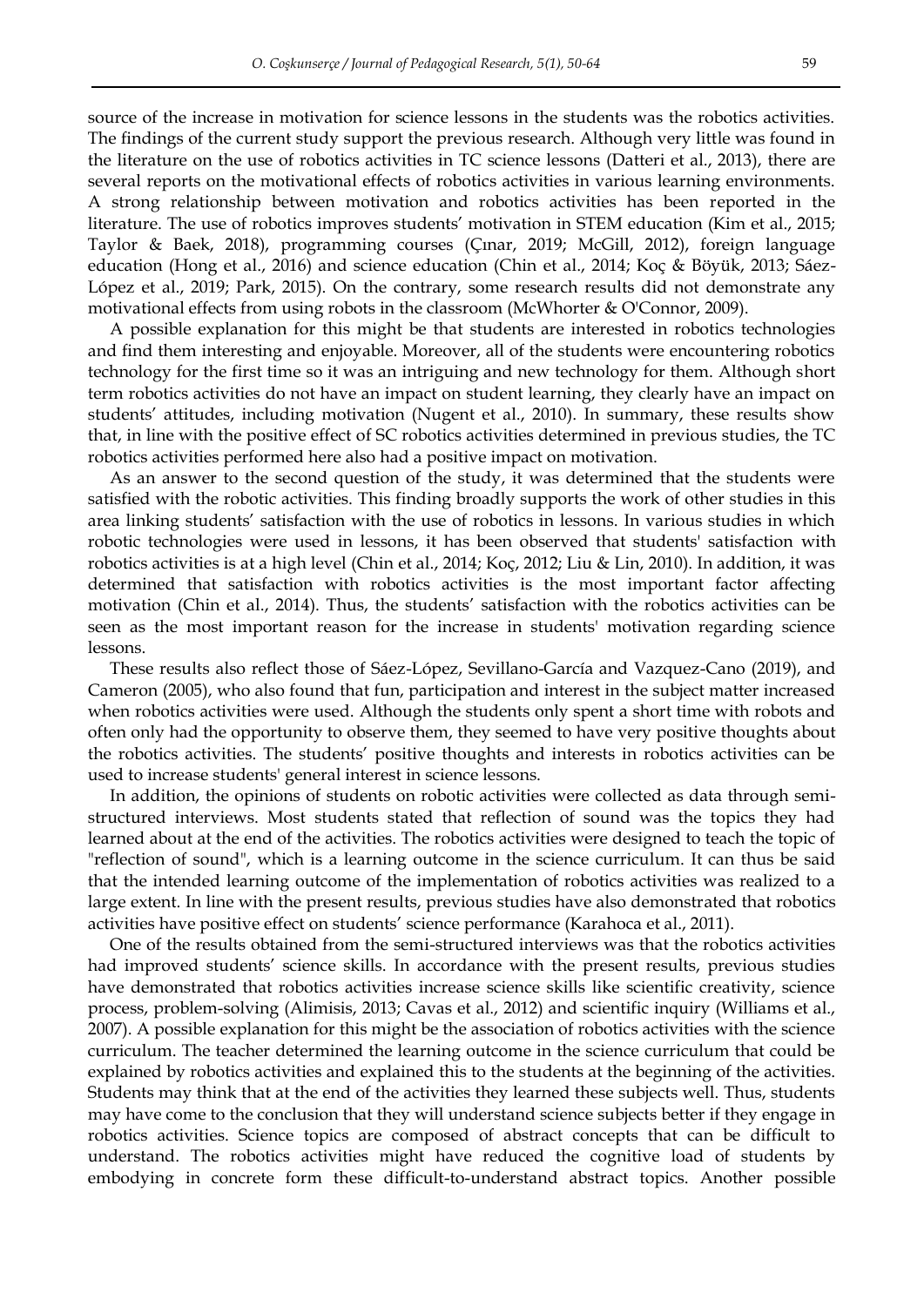source of the increase in motivation for science lessons in the students was the robotics activities. The findings of the current study support the previous research. Although very little was found in the literature on the use of robotics activities in TC science lessons (Datteri et al., 2013), there are several reports on the motivational effects of robotics activities in various learning environments. A strong relationship between motivation and robotics activities has been reported in the literature. The use of robotics improves students' motivation in STEM education (Kim et al., 2015; Taylor & Baek, 2018), programming courses (Çınar, 2019; McGill, 2012), foreign language education (Hong et al., 2016) and science education (Chin et al., 2014; Koç & Böyük, 2013; Sáez-López et al., 2019; Park, 2015). On the contrary, some research results did not demonstrate any motivational effects from using robots in the classroom (McWhorter & O'Connor, 2009).

A possible explanation for this might be that students are interested in robotics technologies and find them interesting and enjoyable. Moreover, all of the students were encountering robotics technology for the first time so it was an intriguing and new technology for them. Although short term robotics activities do not have an impact on student learning, they clearly have an impact on students' attitudes, including motivation (Nugent et al., 2010). In summary, these results show that, in line with the positive effect of SC robotics activities determined in previous studies, the TC robotics activities performed here also had a positive impact on motivation.

As an answer to the second question of the study, it was determined that the students were satisfied with the robotic activities. This finding broadly supports the work of other studies in this area linking students' satisfaction with the use of robotics in lessons. In various studies in which robotic technologies were used in lessons, it has been observed that students' satisfaction with robotics activities is at a high level (Chin et al., 2014; Koç, 2012; Liu & Lin, 2010). In addition, it was determined that satisfaction with robotics activities is the most important factor affecting motivation (Chin et al., 2014). Thus, the students' satisfaction with the robotics activities can be seen as the most important reason for the increase in students' motivation regarding science lessons.

These results also reflect those of Sáez-López, Sevillano-García and Vazquez-Cano (2019), and Cameron (2005), who also found that fun, participation and interest in the subject matter increased when robotics activities were used. Although the students only spent a short time with robots and often only had the opportunity to observe them, they seemed to have very positive thoughts about the robotics activities. The students' positive thoughts and interests in robotics activities can be used to increase students' general interest in science lessons.

In addition, the opinions of students on robotic activities were collected as data through semi-structured interviews. Most students stated that reflection of sound was the topics they had learned about at the end of the activities. The robotics activities were designed to teach the topic of "reflection of sound", which is a learning outcome in the science curriculum. It can thus be said that the intended learning outcome of the implementation of robotics activities was realized to a large extent. In line with the present results, previous studies have also demonstrated that robotics activities have positive effect on students' science performance (Karahoca et al., 2011).

One of the results obtained from the semi-structured interviews was that the robotics activities had improved students' science skills. In accordance with the present results, previous studies have demonstrated that robotics activities increase science skills like scientific creativity, science process, problem-solving (Alimisis, 2013; Cavas et al., 2012) and scientific inquiry (Williams et al., 2007). A possible explanation for this might be the association of robotics activities with the science curriculum. The teacher determined the learning outcome in the science curriculum that could be explained by robotics activities and explained this to the students at the beginning of the activities. Students may think that at the end of the activities they learned these subjects well. Thus, students may have come to the conclusion that they will understand science subjects better if they engage in robotics activities. Science topics are composed of abstract concepts that can be difficult to understand. The robotics activities might have reduced the cognitive load of students by embodying in concrete form these difficult-to-understand abstract topics. Another possible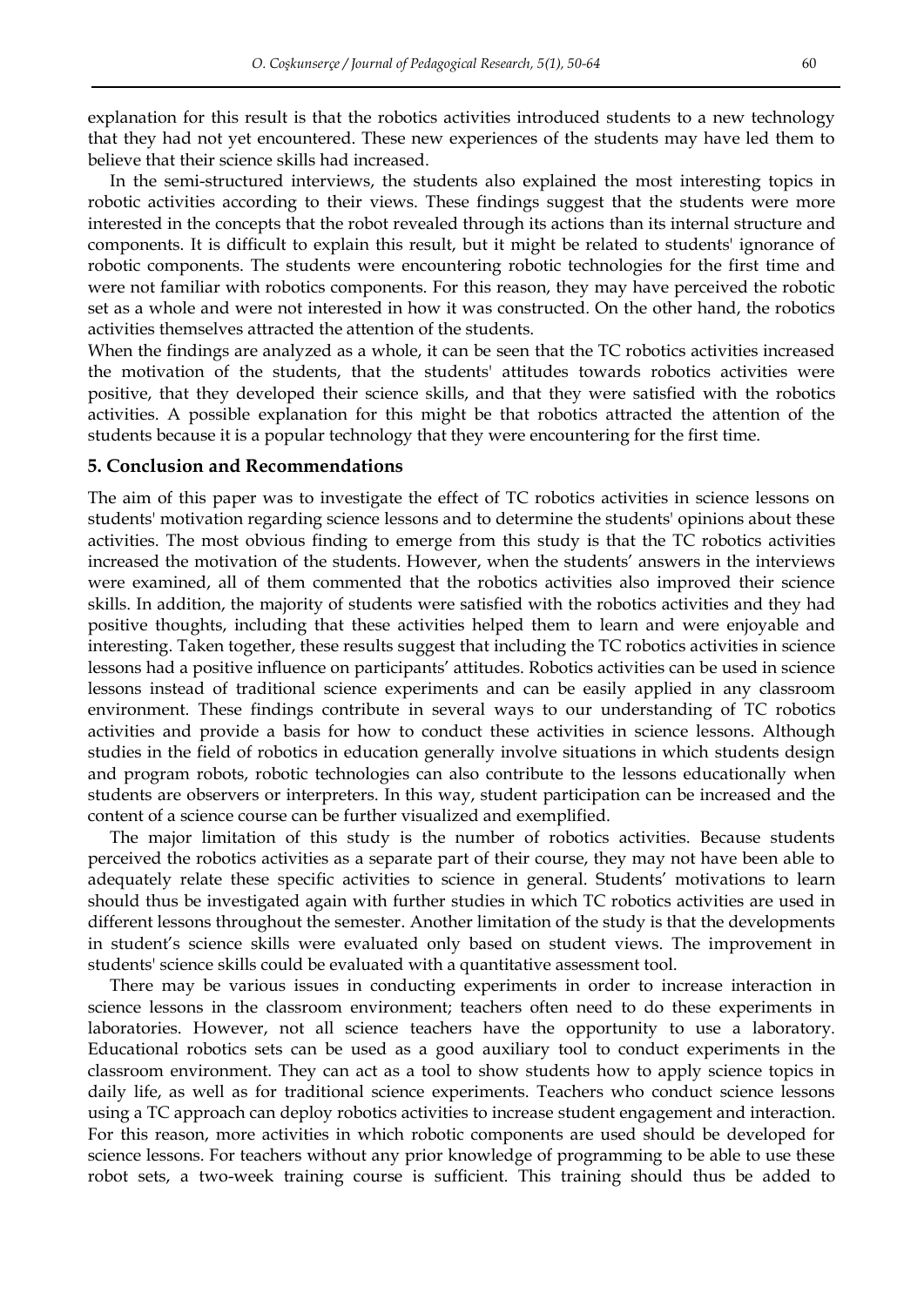explanation for this result is that the robotics activities introduced students to a new technology that they had not yet encountered. These new experiences of the students may have led them to believe that their science skills had increased.

In the semi-structured interviews, the students also explained the most interesting topics in robotic activities according to their views. These findings suggest that the students were more interested in the concepts that the robot revealed through its actions than its internal structure and components. It is difficult to explain this result, but it might be related to students' ignorance of robotic components. The students were encountering robotic technologies for the first time and were not familiar with robotics components. For this reason, they may have perceived the robotic set as a whole and were not interested in how it was constructed. On the other hand, the robotics activities themselves attracted the attention of the students.

When the findings are analyzed as a whole, it can be seen that the TC robotics activities increased the motivation of the students, that the students' attitudes towards robotics activities were positive, that they developed their science skills, and that they were satisfied with the robotics activities. A possible explanation for this might be that robotics attracted the attention of the students because it is a popular technology that they were encountering for the first time.

## 5. Conclusion and Recommendations

The aim of this paper was to investigate the effect of TC robotics activities in science lessons on students' motivation regarding science lessons and to determine the students' opinions about these activities. The most obvious finding to emerge from this study is that the TC robotics activities increased the motivation of the students. However, when the students' answers in the interviews were examined, all of them commented that the robotics activities also improved their science skills. In addition, the majority of students were satisfied with the robotics activities and they had positive thoughts, including that these activities helped them to learn and were enjoyable and interesting. Taken together, these results suggest that including the TC robotics activities in science lessons had a positive influence on participants' attitudes. Robotics activities can be used in science lessons instead of traditional science experiments and can be easily applied in any classroom environment. These findings contribute in several ways to our understanding of TC robotics activities and provide a basis for how to conduct these activities in science lessons. Although studies in the field of robotics in education generally involve situations in which students design and program robots, robotic technologies can also contribute to the lessons educationally when students are observers or interpreters. In this way, student participation can be increased and the content of a science course can be further visualized and exemplified.

The major limitation of this study is the number of robotics activities. Because students perceived the robotics activities as a separate part of their course, they may not have been able to adequately relate these specific activities to science in general. Students' motivations to learn should thus be investigated again with further studies in which TC robotics activities are used in different lessons throughout the semester. Another limitation of the study is that the developments in student's science skills were evaluated only based on student views. The improvement in students' science skills could be evaluated with a quantitative assessment tool.

There may be various issues in conducting experiments in order to increase interaction in science lessons in the classroom environment; teachers often need to do these experiments in laboratories. However, not all science teachers have the opportunity to use a laboratory. Educational robotics sets can be used as a good auxiliary tool to conduct experiments in the classroom environment. They can act as a tool to show students how to apply science topics in daily life, as well as for traditional science experiments. Teachers who conduct science lessons using a TC approach can deploy robotics activities to increase student engagement and interaction. For this reason, more activities in which robotic components are used should be developed for science lessons. For teachers without any prior knowledge of programming to be able to use these robot sets, a two-week training course is sufficient. This training should thus be added to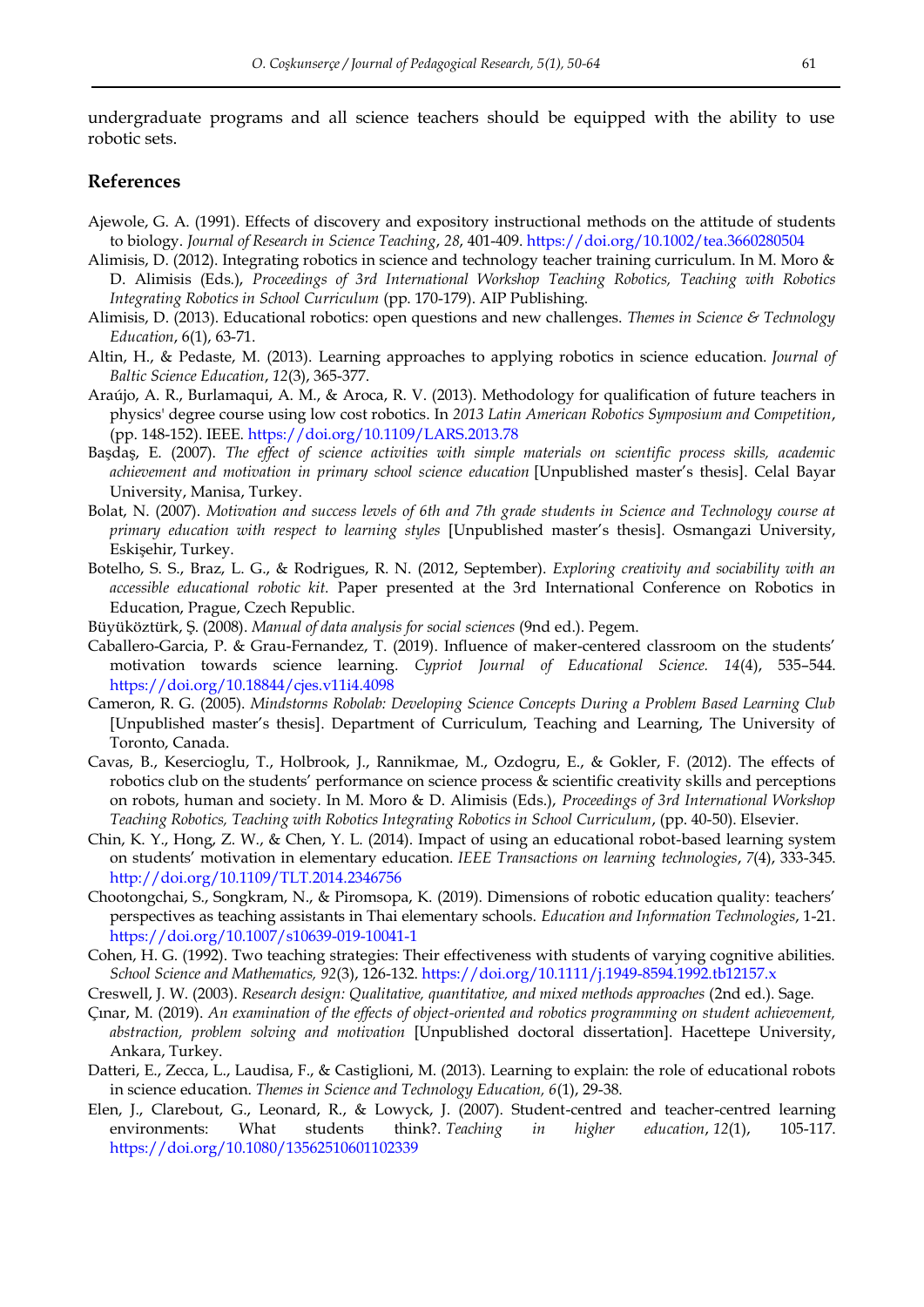undergraduate programs and all science teachers should be equipped with the ability to use robotic sets.

## References

Ajewole, G. A. (1991). Effects of discovery and expository instructional methods on the attitude of students to biology. *Journal of Research in Science Teaching*, *28*, 401-409. https://doi.org/10.1002/tea.3660280504

Alimisis, D. (2012). Integrating robotics in science and technology teacher training curriculum. In M. Moro & D. Alimisis (Eds.), *Proceedings of 3rd International Workshop Teaching Robotics, Teaching with Robotics Integrating Robotics in School Curriculum* (pp. 170-179). AIP Publishing.

Alimisis, D. (2013). Educational robotics: open questions and new challenges. *Themes in Science & Technology Education*, 6(1), 63-71.

Altin, H., & Pedaste, M. (2013). Learning approaches to applying robotics in science education. *Journal of Baltic Science Education*, *12*(3), 365-377.

Araújo, A. R., Burlamaqui, A. M., & Aroca, R. V. (2013). Methodology for qualification of future teachers in physics' degree course using low cost robotics. In *2013 Latin American Robotics Symposium and Competition*, (pp. 148-152). IEEE. https://doi.org/10.1109/LARS.2013.78

Başdaş, E. (2007). *The effect of science activities with simple materials on scientific process skills, academic achievement and motivation in primary school science education* [Unpublished master's thesis]. Celal Bayar University, Manisa, Turkey.

Bolat, N. (2007). *Motivation and success levels of 6th and 7th grade students in Science and Technology course at primary education with respect to learning styles* [Unpublished master's thesis]. Osmangazi University, Eskişehir, Turkey.

Botelho, S. S., Braz, L. G., & Rodrigues, R. N. (2012, September). *Exploring creativity and sociability with an accessible educational robotic kit.* Paper presented at the 3rd International Conference on Robotics in Education, Prague, Czech Republic.

Büyüköztürk, Ş. (2008). *Manual of data analysis for social sciences* (9nd ed.). Pegem.

Caballero-Garcia, P. & Grau-Fernandez, T. (2019). Influence of maker-centered classroom on the students' motivation towards science learning. *Cypriot Journal of Educational Science. 14*(4), 535–544. https://doi.org/10.18844/cjes.v11i4.4098

Cameron, R. G. (2005). *Mindstorms Robolab: Developing Science Concepts During a Problem Based Learning Club* [Unpublished master's thesis]. Department of Curriculum, Teaching and Learning, The University of Toronto, Canada.

Cavas, B., Kesercioglu, T., Holbrook, J., Rannikmae, M., Ozdogru, E., & Gokler, F. (2012). The effects of robotics club on the students' performance on science process & scientific creativity skills and perceptions on robots, human and society. In M. Moro & D. Alimisis (Eds.), *Proceedings of 3rd International Workshop Teaching Robotics, Teaching with Robotics Integrating Robotics in School Curriculum*, (pp. 40-50). Elsevier.

Chin, K. Y., Hong, Z. W., & Chen, Y. L. (2014). Impact of using an educational robot-based learning system on students' motivation in elementary education. *IEEE Transactions on learning technologies*, *7*(4), 333-345. http://doi.org/10.1109/TLT.2014.2346756

Chootongchai, S., Songkram, N., & Piromsopa, K. (2019). Dimensions of robotic education quality: teachers' perspectives as teaching assistants in Thai elementary schools. *Education and Information Technologies*, 1-21. https://doi.org/10.1007/s10639-019-10041-1

Cohen, H. G. (1992). Two teaching strategies: Their effectiveness with students of varying cognitive abilities. *School Science and Mathematics, 92*(3), 126-132. https://doi.org/10.1111/j.1949-8594.1992.tb12157.x

Creswell, J. W. (2003). *Research design: Qualitative, quantitative, and mixed methods approaches* (2nd ed.). Sage.

Çınar, M. (2019). *An examination of the effects of object-oriented and robotics programming on student achievement, abstraction, problem solving and motivation* [Unpublished doctoral dissertation]. Hacettepe University, Ankara, Turkey.

Datteri, E., Zecca, L., Laudisa, F., & Castiglioni, M. (2013). Learning to explain: the role of educational robots in science education. *Themes in Science and Technology Education, 6*(1), 29-38.

Elen, J., Clarebout, G., Leonard, R., & Lowyck, J. (2007). Student-centred and teacher-centred learning environments: What students think?. *Teaching in higher education*, *12*(1), 105-117. https://doi.org/10.1080/13562510601102339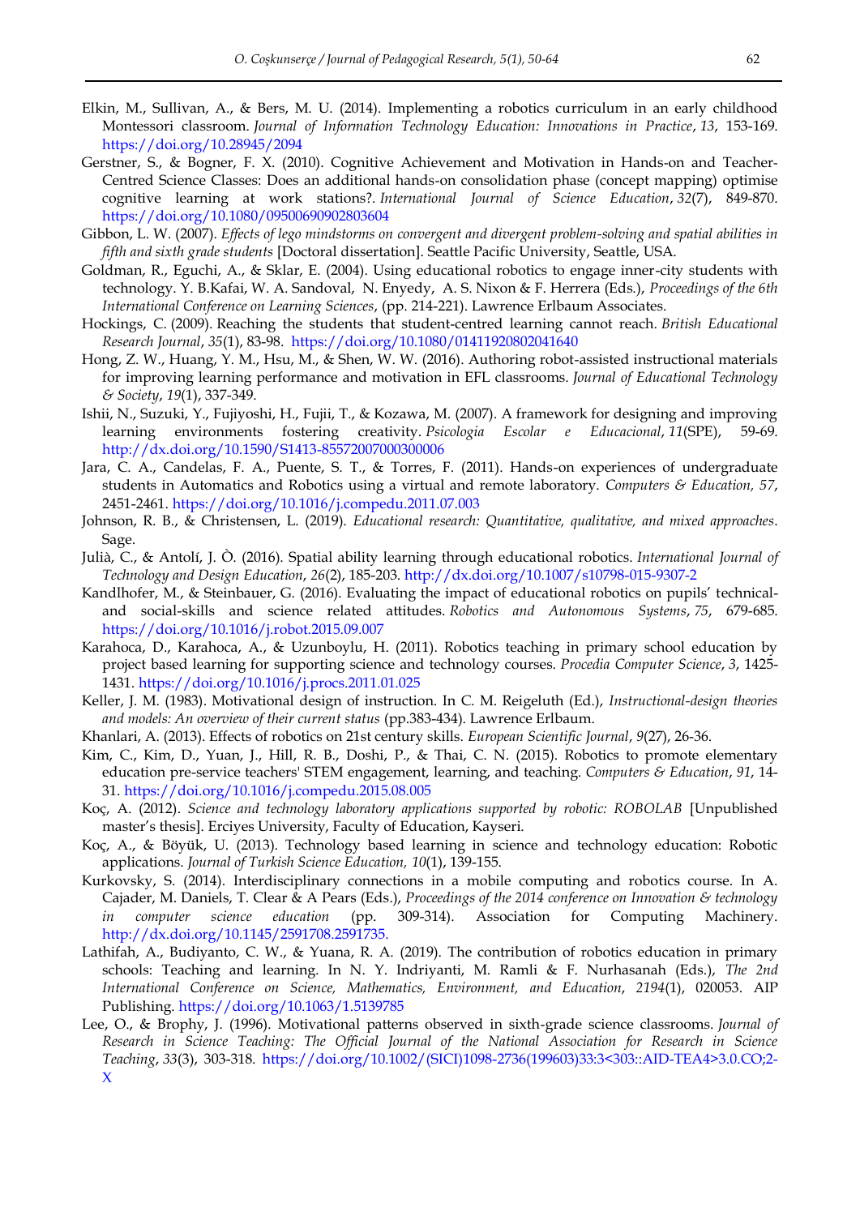Elkin, M., Sullivan, A., & Bers, M. U. (2014). Implementing a robotics curriculum in an early childhood Montessori classroom. *Journal of Information Technology Education: Innovations in Practice*, *13*, 153-169. https://doi.org/10.28945/2094

Gerstner, S., & Bogner, F. X. (2010). Cognitive Achievement and Motivation in Hands-on and Teacher-Centred Science Classes: Does an additional hands-on consolidation phase (concept mapping) optimise cognitive learning at work stations?. *International Journal of Science Education*, *32*(7), 849-870. https://doi.org/10.1080/09500690902803604

Gibbon, L. W. (2007). *Effects of lego mindstorms on convergent and divergent problem-solving and spatial abilities in fifth and sixth grade students* [Doctoral dissertation]. Seattle Pacific University, Seattle, USA.

Goldman, R., Eguchi, A., & Sklar, E. (2004). Using educational robotics to engage inner-city students with technology. Y. B.Kafai, W. A. Sandoval, N. Enyedy, A. S. Nixon & F. Herrera (Eds.), *Proceedings of the 6th International Conference on Learning Sciences*, (pp. 214-221). Lawrence Erlbaum Associates.

Hockings, C. (2009). Reaching the students that student-centred learning cannot reach. *British Educational Research Journal*, *35*(1), 83-98. https://doi.org/10.1080/01411920802041640

Hong, Z. W., Huang, Y. M., Hsu, M., & Shen, W. W. (2016). Authoring robot-assisted instructional materials for improving learning performance and motivation in EFL classrooms. *Journal of Educational Technology & Society*, *19*(1), 337-349.

Ishii, N., Suzuki, Y., Fujiyoshi, H., Fujii, T., & Kozawa, M. (2007). A framework for designing and improving learning environments fostering creativity. *Psicologia Escolar e Educacional*, *11*(SPE), 59-69. http://dx.doi.org/10.1590/S1413-85572007000300006

Jara, C. A., Candelas, F. A., Puente, S. T., & Torres, F. (2011). Hands-on experiences of undergraduate students in Automatics and Robotics using a virtual and remote laboratory. *Computers & Education, 57*, 2451-2461. https://doi.org/10.1016/j.compedu.2011.07.003

Johnson, R. B., & Christensen, L. (2019). *Educational research: Quantitative, qualitative, and mixed approaches*. Sage.

Julià, C., & Antolí, J. Ò. (2016). Spatial ability learning through educational robotics. *International Journal of Technology and Design Education*, *26*(2), 185-203. http://dx.doi.org/10.1007/s10798-015-9307-2

Kandlhofer, M., & Steinbauer, G. (2016). Evaluating the impact of educational robotics on pupils' technical-and social-skills and science related attitudes. *Robotics and Autonomous Systems*, *75*, 679-685. https://doi.org/10.1016/j.robot.2015.09.007

Karahoca, D., Karahoca, A., & Uzunboylu, H. (2011). Robotics teaching in primary school education by project based learning for supporting science and technology courses. *Procedia Computer Science*, *3*, 1425-1431. https://doi.org/10.1016/j.procs.2011.01.025

Keller, J. M. (1983). Motivational design of instruction. In C. M. Reigeluth (Ed.), *Instructional-design theories and models: An overview of their current status* (pp.383-434). Lawrence Erlbaum.

Khanlari, A. (2013). Effects of robotics on 21st century skills. *European Scientific Journal*, *9*(27), 26-36.

Kim, C., Kim, D., Yuan, J., Hill, R. B., Doshi, P., & Thai, C. N. (2015). Robotics to promote elementary education pre-service teachers' STEM engagement, learning, and teaching. *Computers & Education*, *91*, 14-31. https://doi.org/10.1016/j.compedu.2015.08.005

Koç, A. (2012). *Science and technology laboratory applications supported by robotic: ROBOLAB* [Unpublished master's thesis]. Erciyes University, Faculty of Education, Kayseri.

Koç, A., & Böyük, U. (2013). Technology based learning in science and technology education: Robotic applications. *Journal of Turkish Science Education, 10*(1), 139-155.

Kurkovsky, S. (2014). Interdisciplinary connections in a mobile computing and robotics course. In A. Cajader, M. Daniels, T. Clear & A Pears (Eds.), *Proceedings of the 2014 conference on Innovation & technology in computer science education* (pp. 309-314). Association for Computing Machinery. http://dx.doi.org/10.1145/2591708.2591735.

Lathifah, A., Budiyanto, C. W., & Yuana, R. A. (2019). The contribution of robotics education in primary schools: Teaching and learning. In N. Y. Indriyanti, M. Ramli & F. Nurhasanah (Eds.), *The 2nd International Conference on Science, Mathematics, Environment, and Education*, *2194*(1), 020053. AIP Publishing. https://doi.org/10.1063/1.5139785

Lee, O., & Brophy, J. (1996). Motivational patterns observed in sixth-grade science classrooms. *Journal of Research in Science Teaching: The Official Journal of the National Association for Research in Science Teaching*, *33*(3), 303-318. https://doi.org/10.1002/(SICI)1098-2736(199603)33:3<303::AID-TEA4>3.0.CO;2-X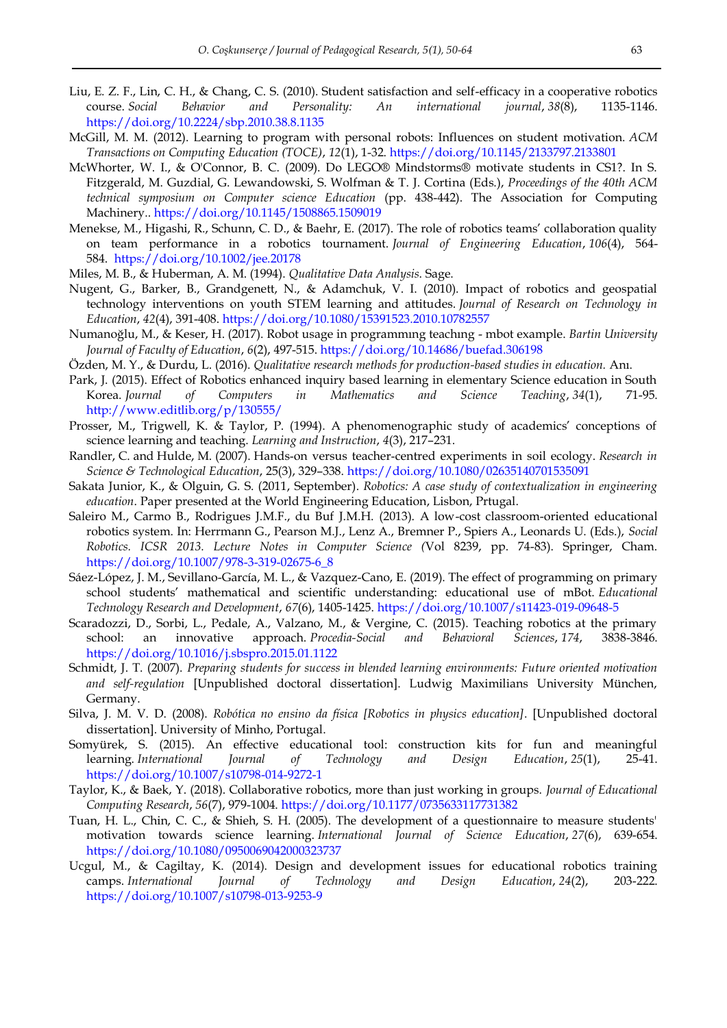Liu, E. Z. F., Lin, C. H., & Chang, C. S. (2010). Student satisfaction and self-efficacy in a cooperative robotics course. *Social Behavior and Personality: An international journal*, *38*(8), 1135-1146. https://doi.org/10.2224/sbp.2010.38.8.1135

McGill, M. M. (2012). Learning to program with personal robots: Influences on student motivation. *ACM Transactions on Computing Education (TOCE)*, *12*(1), 1-32. https://doi.org/10.1145/2133797.2133801

McWhorter, W. I., & O'Connor, B. C. (2009). Do LEGO® Mindstorms® motivate students in CS1?. In S. Fitzgerald, M. Guzdial, G. Lewandowski, S. Wolfman & T. J. Cortina (Eds.), *Proceedings of the 40th ACM technical symposium on Computer science Education* (pp. 438-442). The Association for Computing Machinery.. https://doi.org/10.1145/1508865.1509019

Menekse, M., Higashi, R., Schunn, C. D., & Baehr, E. (2017). The role of robotics teams' collaboration quality on team performance in a robotics tournament. *Journal of Engineering Education*, *106*(4), 564-584. https://doi.org/10.1002/jee.20178

Miles, M. B., & Huberman, A. M. (1994). *Qualitative Data Analysis*. Sage.

Nugent, G., Barker, B., Grandgenett, N., & Adamchuk, V. I. (2010). Impact of robotics and geospatial technology interventions on youth STEM learning and attitudes. *Journal of Research on Technology in Education*, *42*(4), 391-408. https://doi.org/10.1080/15391523.2010.10782557

Numanoğlu, M., & Keser, H. (2017). Robot usage in programmıng teachıng - mbot example. *Bartin University Journal of Faculty of Education*, *6*(2), 497-515. https://doi.org/10.14686/buefad.306198

Özden, M. Y., & Durdu, L. (2016). *Qualitative research methods for production-based studies in education.* Anı.

Park, J. (2015). Effect of Robotics enhanced inquiry based learning in elementary Science education in South Korea. *Journal of Computers in Mathematics and Science Teaching*, *34*(1), 71-95. http://www.editlib.org/p/130555/

Prosser, M., Trigwell, K. & Taylor, P. (1994). A phenomenographic study of academics' conceptions of science learning and teaching. *Learning and Instruction*, *4*(3), 217–231.

Randler, C. and Hulde, M. (2007). Hands-on versus teacher-centred experiments in soil ecology. *Research in Science & Technological Education*, 25(3), 329–338. https://doi.org/10.1080/02635140701535091

Sakata Junior, K., & Olguin, G. S. (2011, September). *Robotics: A case study of contextualization in engineering education*. Paper presented at the World Engineering Education, Lisbon, Prtugal.

Saleiro M., Carmo B., Rodrigues J.M.F., du Buf J.M.H. (2013). A low-cost classroom-oriented educational robotics system. In: Herrmann G., Pearson M.J., Lenz A., Bremner P., Spiers A., Leonards U. (Eds.), *Social Robotics. ICSR 2013. Lecture Notes in Computer Science (*Vol 8239, pp. 74-83). Springer, Cham. https://doi.org/10.1007/978-3-319-02675-6_8

Sáez-López, J. M., Sevillano-García, M. L., & Vazquez-Cano, E. (2019). The effect of programming on primary school students' mathematical and scientific understanding: educational use of mBot. *Educational Technology Research and Development*, *67*(6), 1405-1425. https://doi.org/10.1007/s11423-019-09648-5

Scaradozzi, D., Sorbi, L., Pedale, A., Valzano, M., & Vergine, C. (2015). Teaching robotics at the primary school: an innovative approach. *Procedia-Social and Behavioral Sciences*, *174*, 3838-3846. https://doi.org/10.1016/j.sbspro.2015.01.1122

Schmidt, J. T. (2007). *Preparing students for success in blended learning environments: Future oriented motivation and self-regulation* [Unpublished doctoral dissertation]. Ludwig Maximilians University München, Germany.

Silva, J. M. V. D. (2008). *Robótica no ensino da física [Robotics in physics education]*. [Unpublished doctoral dissertation]. University of Minho, Portugal.

Somyürek, S. (2015). An effective educational tool: construction kits for fun and meaningful learning. *International Journal of Technology and Design Education*, *25*(1), 25-41. https://doi.org/10.1007/s10798-014-9272-1

Taylor, K., & Baek, Y. (2018). Collaborative robotics, more than just working in groups. *Journal of Educational Computing Research*, *56*(7), 979-1004. https://doi.org/10.1177/0735633117731382

Tuan, H. L., Chin, C. C., & Shieh, S. H. (2005). The development of a questionnaire to measure students' motivation towards science learning. *International Journal of Science Education*, *27*(6), 639-654. https://doi.org/10.1080/0950069042000323737

Ucgul, M., & Cagiltay, K. (2014). Design and development issues for educational robotics training camps. *International Journal of Technology and Design Education*, *24*(2), 203-222. https://doi.org/10.1007/s10798-013-9253-9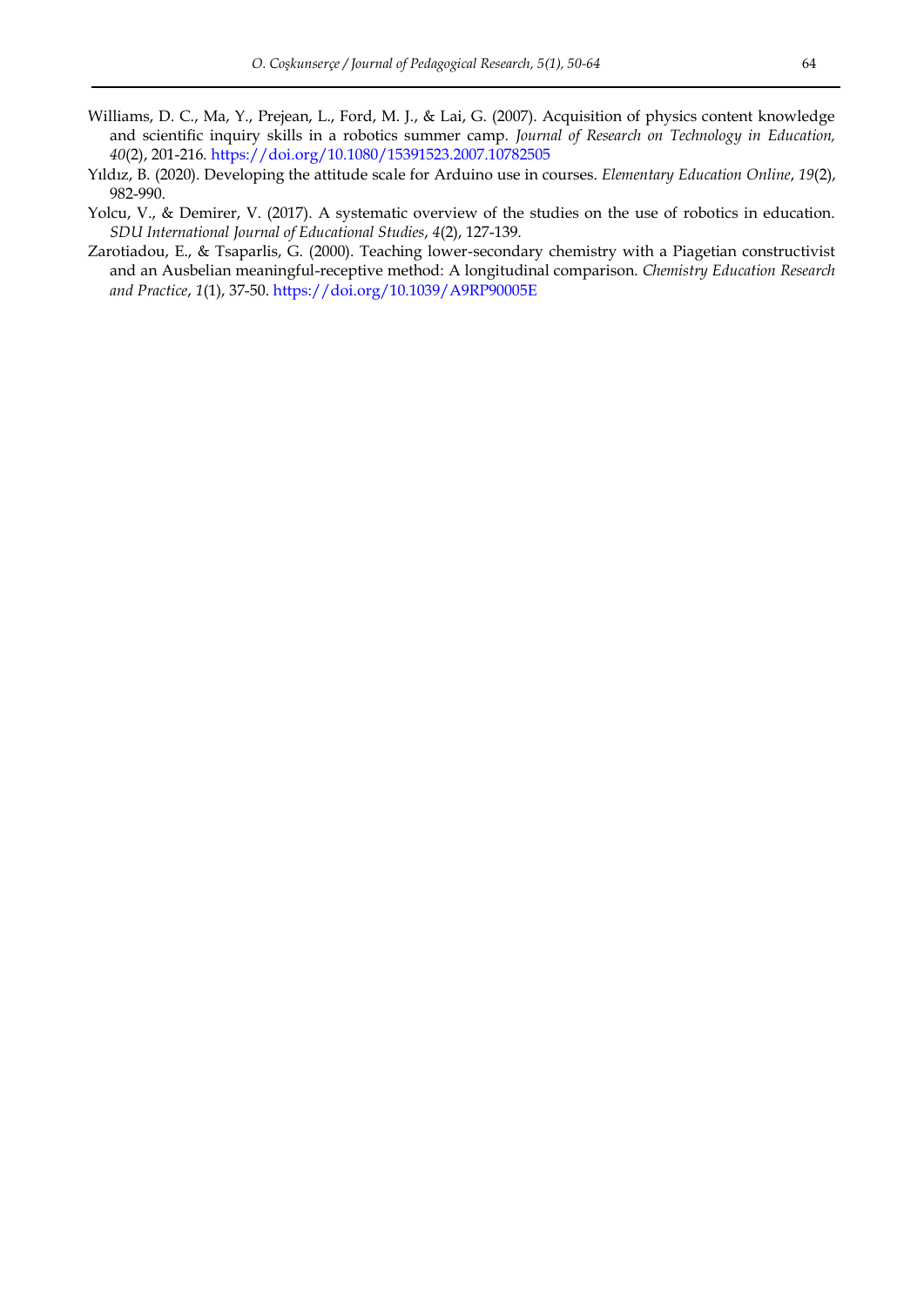Williams, D. C., Ma, Y., Prejean, L., Ford, M. J., & Lai, G. (2007). Acquisition of physics content knowledge and scientific inquiry skills in a robotics summer camp. *Journal of Research on Technology in Education, 40*(2), 201-216. https://doi.org/10.1080/15391523.2007.10782505

Yıldız, B. (2020). Developing the attitude scale for Arduino use in courses. *Elementary Education Online*, *19*(2), 982-990.

Yolcu, V., & Demirer, V. (2017). A systematic overview of the studies on the use of robotics in education. *SDU International Journal of Educational Studies*, *4*(2), 127-139.

Zarotiadou, E., & Tsaparlis, G. (2000). Teaching lower-secondary chemistry with a Piagetian constructivist and an Ausbelian meaningful-receptive method: A longitudinal comparison. *Chemistry Education Research and Practice*, *1*(1), 37-50. https://doi.org/10.1039/A9RP90005E